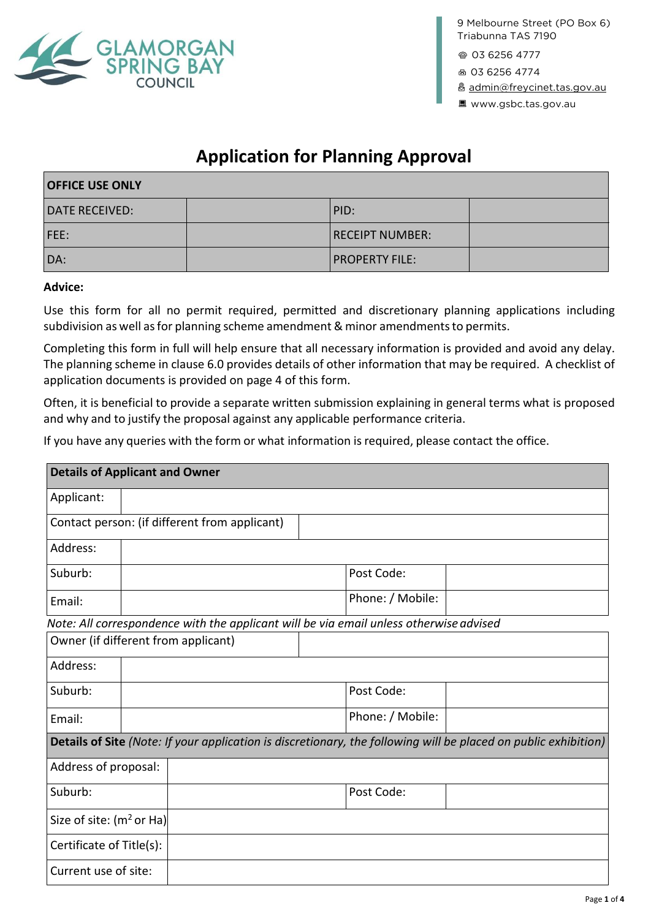GLAMORGAN SPRING BAY COUNCIL

9 Melbourne Street (PO Box 6)
Triabunna TAS 7190
03 6256 4777
03 6256 4774
admin@freycinet.tas.gov.au
www.gsbc.tas.gov.au

# Application for Planning Approval

| OFFICE USE ONLY | | | |
|---|---|---|---|
| DATE RECEIVED: | | PID: | |
| FEE: | | RECEIPT NUMBER: | |
| DA: | | PROPERTY FILE: | |

**Advice:**

Use this form for all no permit required, permitted and discretionary planning applications including subdivision as well as for planning scheme amendment & minor amendments to permits.

Completing this form in full will help ensure that all necessary information is provided and avoid any delay. The planning scheme in clause 6.0 provides details of other information that may be required. A checklist of application documents is provided on page 4 of this form.

Often, it is beneficial to provide a separate written submission explaining in general terms what is proposed and why and to justify the proposal against any applicable performance criteria.

If you have any queries with the form or what information is required, please contact the office.

| **Details of Applicant and Owner** | | | |
|---|---|---|---|
| Applicant: | | | |
| Contact person: (if different from applicant) | | | |
| Address: | | | |
| Suburb: | | Post Code: | |
| Email: | | Phone: / Mobile: | |

*Note: All correspondence with the applicant will be via email unless otherwise advised*

| Owner (if different from applicant) | | | |
|---|---|---|---|
| Address: | | | |
| Suburb: | | Post Code: | |
| Email: | | Phone: / Mobile: | |
| **Details of Site** *(Note: If your application is discretionary, the following will be placed on public exhibition)* | | | |
| Address of proposal: | | | |
| Suburb: | | Post Code: | |
| Size of site: ($m^2$ or Ha) | | | |
| Certificate of Title(s): | | | |
| Current use of site: | | | |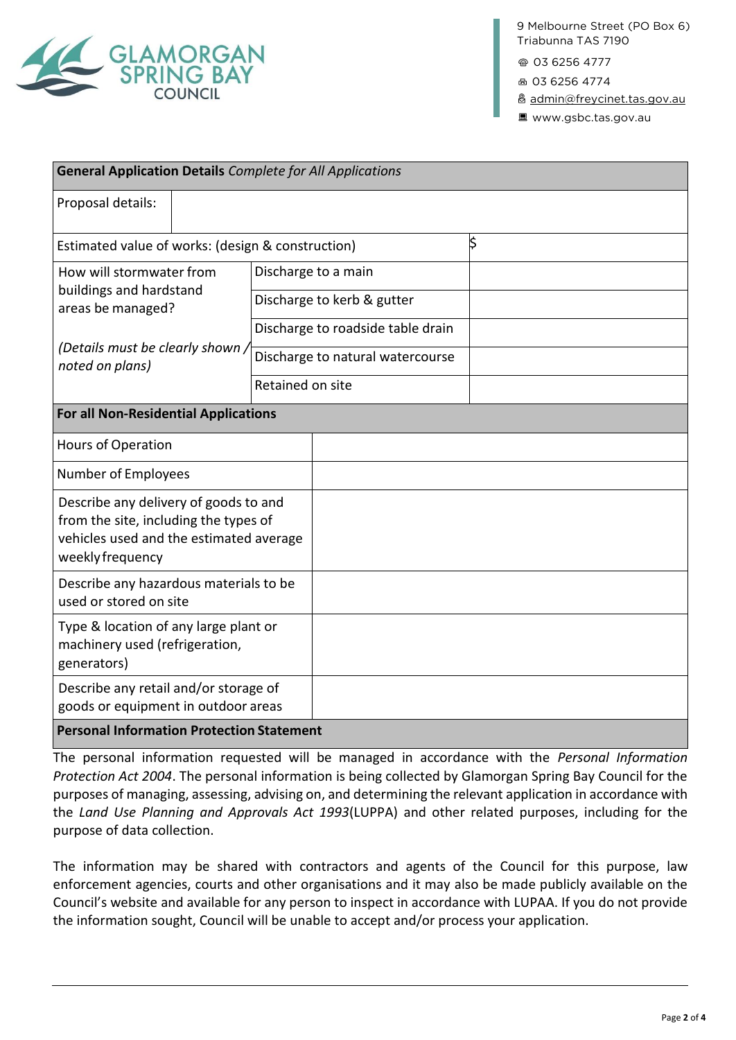GLAMORGAN SPRING BAY COUNCIL

9 Melbourne Street (PO Box 6)
Triabunna TAS 7190
03 6256 4777
03 6256 4774
admin@freycinet.tas.gov.au
www.gsbc.tas.gov.au

| **General Application Details** *Complete for All Applications* | | |
|---|---|---|
| Proposal details: | | |
| Estimated value of works: (design & construction) | | $ |
| How will stormwater from buildings and hardstand areas be managed? *(Details must be clearly shown / noted on plans)* | Discharge to a main | |
| | Discharge to kerb & gutter | |
| | Discharge to roadside table drain | |
| | Discharge to natural watercourse | |
| | Retained on site | |

| **For all Non-Residential Applications** | |
|---|---|
| Hours of Operation | |
| Number of Employees | |
| Describe any delivery of goods to and from the site, including the types of vehicles used and the estimated average weekly frequency | |
| Describe any hazardous materials to be used or stored on site | |
| Type & location of any large plant or machinery used (refrigeration, generators) | |
| Describe any retail and/or storage of goods or equipment in outdoor areas | |

**Personal Information Protection Statement**

The personal information requested will be managed in accordance with the *Personal Information Protection Act 2004*. The personal information is being collected by Glamorgan Spring Bay Council for the purposes of managing, assessing, advising on, and determining the relevant application in accordance with the *Land Use Planning and Approvals Act 1993*(LUPPA) and other related purposes, including for the purpose of data collection.

The information may be shared with contractors and agents of the Council for this purpose, law enforcement agencies, courts and other organisations and it may also be made publicly available on the Council's website and available for any person to inspect in accordance with LUPAA. If you do not provide the information sought, Council will be unable to accept and/or process your application.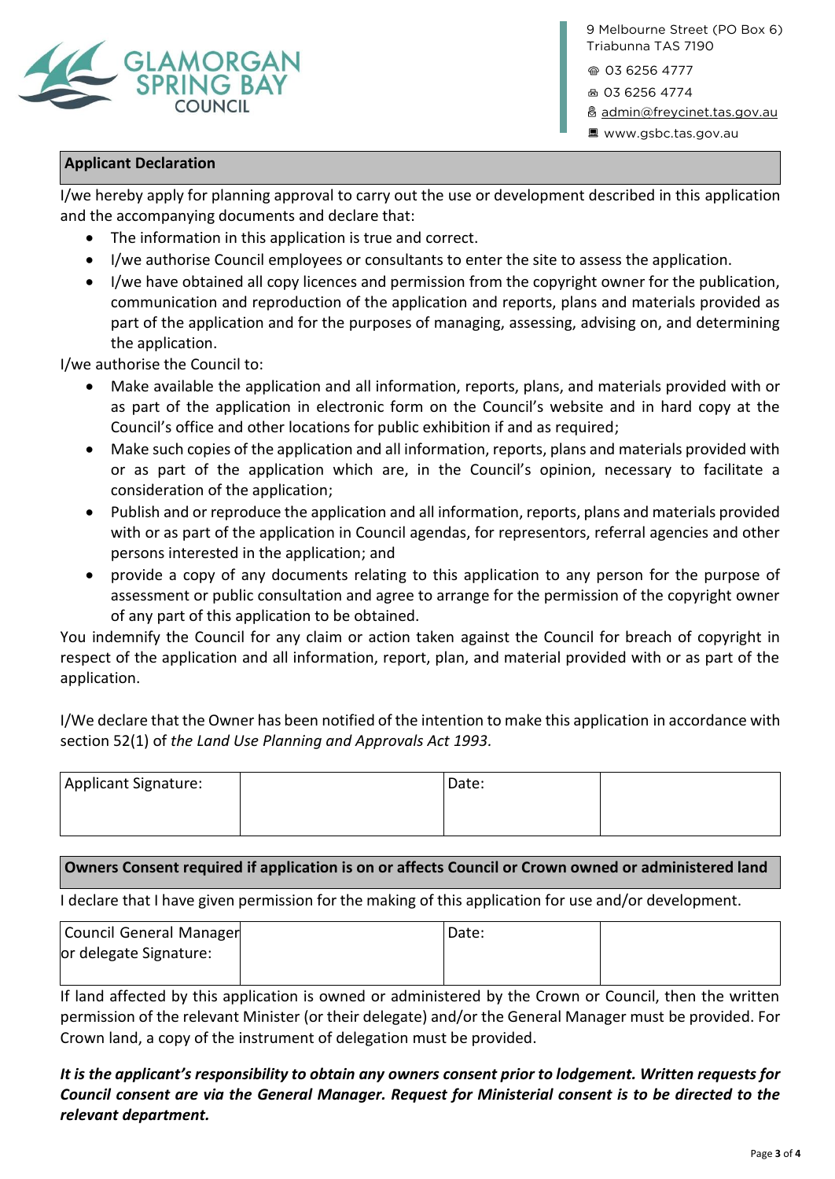GLAMORGAN SPRING BAY COUNCIL

9 Melbourne Street (PO Box 6)
Triabunna TAS 7190
03 6256 4777
03 6256 4774
admin@freycinet.tas.gov.au
www.gsbc.tas.gov.au

## Applicant Declaration

I/we hereby apply for planning approval to carry out the use or development described in this application and the accompanying documents and declare that:

- The information in this application is true and correct.
- I/we authorise Council employees or consultants to enter the site to assess the application.
- I/we have obtained all copy licences and permission from the copyright owner for the publication, communication and reproduction of the application and reports, plans and materials provided as part of the application and for the purposes of managing, assessing, advising on, and determining the application.

I/we authorise the Council to:

- Make available the application and all information, reports, plans, and materials provided with or as part of the application in electronic form on the Council's website and in hard copy at the Council's office and other locations for public exhibition if and as required;
- Make such copies of the application and all information, reports, plans and materials provided with or as part of the application which are, in the Council's opinion, necessary to facilitate a consideration of the application;
- Publish and or reproduce the application and all information, reports, plans and materials provided with or as part of the application in Council agendas, for representors, referral agencies and other persons interested in the application; and
- provide a copy of any documents relating to this application to any person for the purpose of assessment or public consultation and agree to arrange for the permission of the copyright owner of any part of this application to be obtained.

You indemnify the Council for any claim or action taken against the Council for breach of copyright in respect of the application and all information, report, plan, and material provided with or as part of the application.

I/We declare that the Owner has been notified of the intention to make this application in accordance with section 52(1) of *the Land Use Planning and Approvals Act 1993.*

| Applicant Signature: | | Date: | |
|---|---|---|---|

## Owners Consent required if application is on or affects Council or Crown owned or administered land

I declare that I have given permission for the making of this application for use and/or development.

| Council General Manager or delegate Signature: | | Date: | |
|---|---|---|---|

If land affected by this application is owned or administered by the Crown or Council, then the written permission of the relevant Minister (or their delegate) and/or the General Manager must be provided. For Crown land, a copy of the instrument of delegation must be provided.

***It is the applicant's responsibility to obtain any owners consent prior to lodgement. Written requests for Council consent are via the General Manager. Request for Ministerial consent is to be directed to the relevant department.***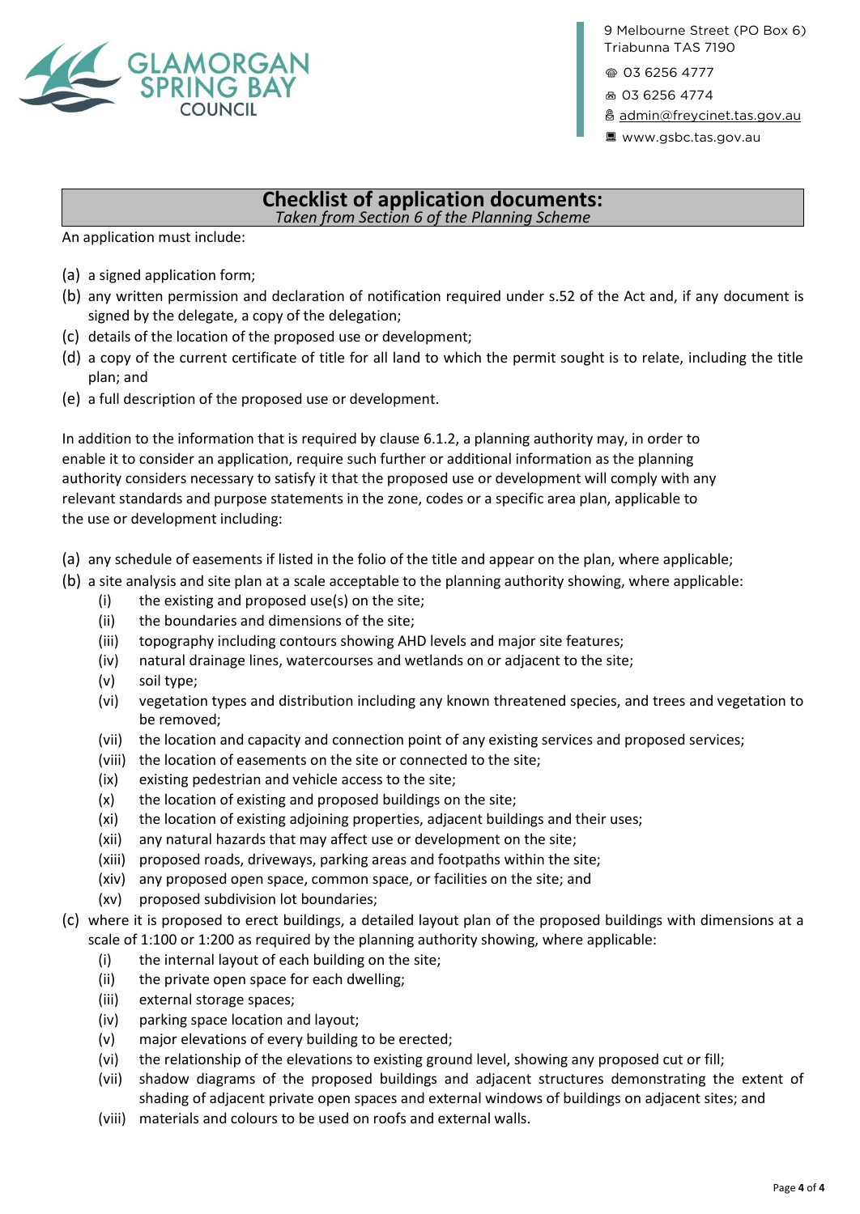9 Melbourne Street (PO Box 6)
Triabunna TAS 7190

03 6256 4777

03 6256 4774

admin@freycinet.tas.gov.au

www.gsbc.tas.gov.au

# Checklist of application documents:

*Taken from Section 6 of the Planning Scheme*

An application must include:

(a) a signed application form;
(b) any written permission and declaration of notification required under s.52 of the Act and, if any document is signed by the delegate, a copy of the delegation;
(c) details of the location of the proposed use or development;
(d) a copy of the current certificate of title for all land to which the permit sought is to relate, including the title plan; and
(e) a full description of the proposed use or development.

In addition to the information that is required by clause 6.1.2, a planning authority may, in order to enable it to consider an application, require such further or additional information as the planning authority considers necessary to satisfy it that the proposed use or development will comply with any relevant standards and purpose statements in the zone, codes or a specific area plan, applicable to the use or development including:

(a) any schedule of easements if listed in the folio of the title and appear on the plan, where applicable;
(b) a site analysis and site plan at a scale acceptable to the planning authority showing, where applicable:
   (i) the existing and proposed use(s) on the site;
   (ii) the boundaries and dimensions of the site;
   (iii) topography including contours showing AHD levels and major site features;
   (iv) natural drainage lines, watercourses and wetlands on or adjacent to the site;
   (v) soil type;
   (vi) vegetation types and distribution including any known threatened species, and trees and vegetation to be removed;
   (vii) the location and capacity and connection point of any existing services and proposed services;
   (viii) the location of easements on the site or connected to the site;
   (ix) existing pedestrian and vehicle access to the site;
   (x) the location of existing and proposed buildings on the site;
   (xi) the location of existing adjoining properties, adjacent buildings and their uses;
   (xii) any natural hazards that may affect use or development on the site;
   (xiii) proposed roads, driveways, parking areas and footpaths within the site;
   (xiv) any proposed open space, common space, or facilities on the site; and
   (xv) proposed subdivision lot boundaries;
(c) where it is proposed to erect buildings, a detailed layout plan of the proposed buildings with dimensions at a scale of 1:100 or 1:200 as required by the planning authority showing, where applicable:
   (i) the internal layout of each building on the site;
   (ii) the private open space for each dwelling;
   (iii) external storage spaces;
   (iv) parking space location and layout;
   (v) major elevations of every building to be erected;
   (vi) the relationship of the elevations to existing ground level, showing any proposed cut or fill;
   (vii) shadow diagrams of the proposed buildings and adjacent structures demonstrating the extent of shading of adjacent private open spaces and external windows of buildings on adjacent sites; and
   (viii) materials and colours to be used on roofs and external walls.